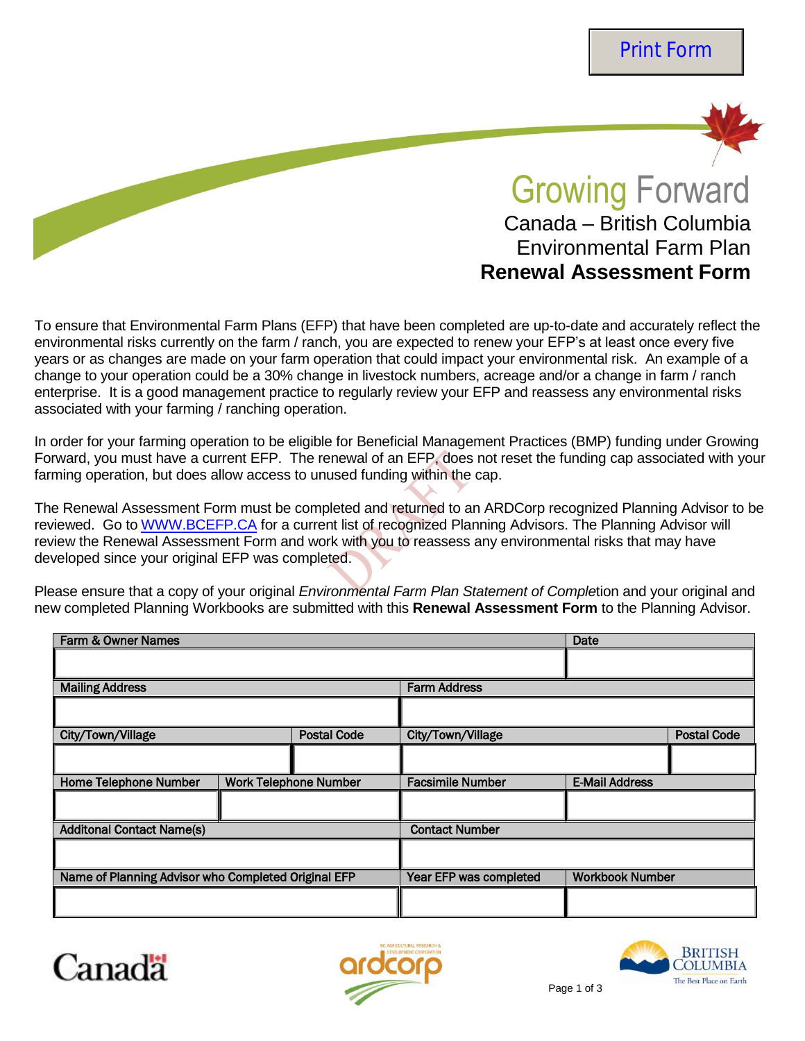# Growing Forward

## Canada – British Columbia Environmental Farm Plan

## **Renewal Assessment Form**

To ensure that Environmental Farm Plans (EFP) that have been completed are up-to-date and accurately reflect the environmental risks currently on the farm / ranch, you are expected to renew your EFP's at least once every five years or as changes are made on your farm operation that could impact your environmental risk. An example of a change to your operation could be a 30% change in livestock numbers, acreage and/or a change in farm / ranch enterprise. It is a good management practice to regularly review your EFP and reassess any environmental risks associated with your farming / ranching operation.

In order for your farming operation to be eligible for Beneficial Management Practices (BMP) funding under Growing Forward, you must have a current EFP. The renewal of an EFP does not reset the funding cap associated with your farming operation, but does allow access to unused funding within the cap.

The Renewal Assessment Form must be completed and returned to an ARDCorp recognized Planning Advisor to be reviewed. Go to WWW.BCEFP.CA for a current list of recognized Planning Advisors. The Planning Advisor will review the Renewal Assessment Form and work with you to reassess any environmental risks that may have developed since your original EFP was completed.

Please ensure that a copy of your original *Environmental Farm Plan Statement of Comple*tion and your original and new completed Planning Workbooks are submitted with this **Renewal Assessment Form** to the Planning Advisor.

| Farm & Owner Names | | | Date |
|---|---|---|---|
| | | | |

| Mailing Address | | Farm Address | |
|---|---|---|---|
| | | | |
| City/Town/Village | Postal Code | City/Town/Village | Postal Code |
| | | | |

| Home Telephone Number | Work Telephone Number | Facsimile Number | E-Mail Address |
|---|---|---|---|
| | | | |

| Additonal Contact Name(s) | Contact Number |
|---|---|
| | |

| Name of Planning Advisor who Completed Original EFP | Year EFP was completed | Workbook Number |
|---|---|---|
| | | |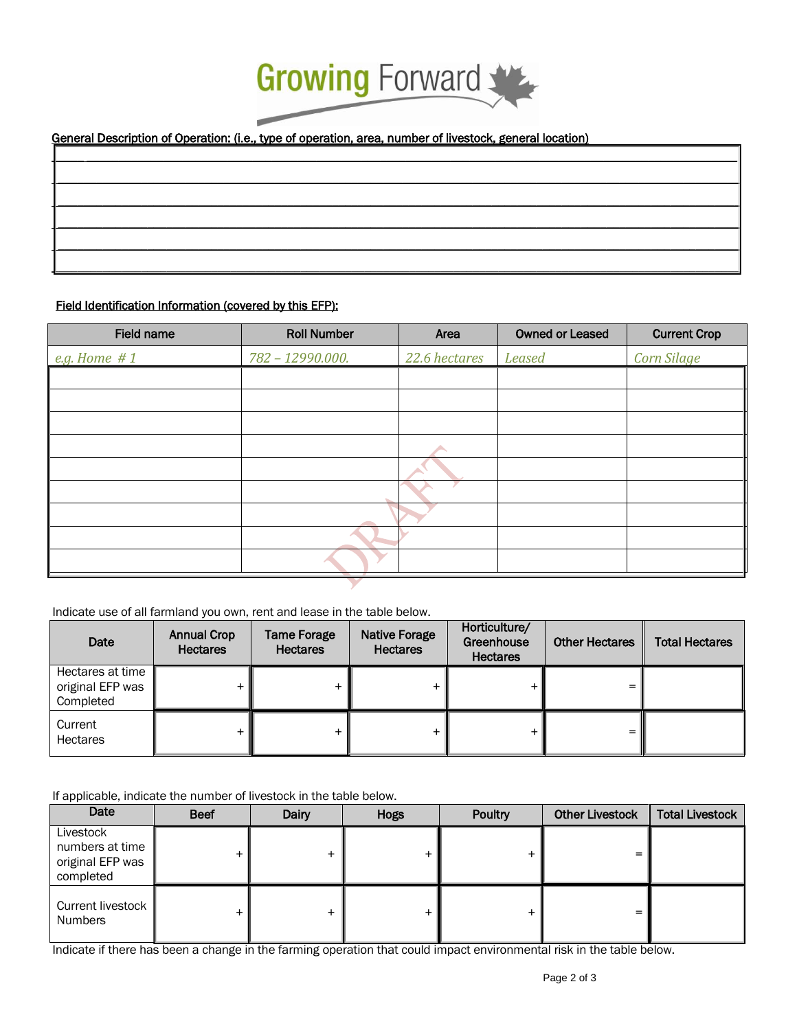Growing Forward

**General Description of Operation: (i.e., type of operation, area, number of livestock, general location)**

| |
|---|
| |
| |
| |
| |
| |

**Field Identification Information (covered by this EFP):**

| Field name | Roll Number | Area | Owned or Leased | Current Crop |
|---|---|---|---|---|
| *e.g. Home # 1* | *782 – 12990.000.* | *22.6 hectares* | *Leased* | *Corn Silage* |
| | | | | |
| | | | | |
| | | | | |
| | | | | |
| | | | | |
| | | | | |
| | | | | |
| | | | | |
| | | | | |

DRAFT

Indicate use of all farmland you own, rent and lease in the table below.

| Date | Annual Crop Hectares | Tame Forage Hectares | Native Forage Hectares | Horticulture/ Greenhouse Hectares | Other Hectares | Total Hectares |
|---|---|---|---|---|---|---|
| Hectares at time original EFP was Completed | + | + | + | + | = | |
| Current Hectares | + | + | + | + | = | |

If applicable, indicate the number of livestock in the table below.

| Date | Beef | Dairy | Hogs | Poultry | Other Livestock | Total Livestock |
|---|---|---|---|---|---|---|
| Livestock numbers at time original EFP was completed | + | + | + | + | = | |
| Current livestock Numbers | + | + | + | + | = | |

Indicate if there has been a change in the farming operation that could impact environmental risk in the table below.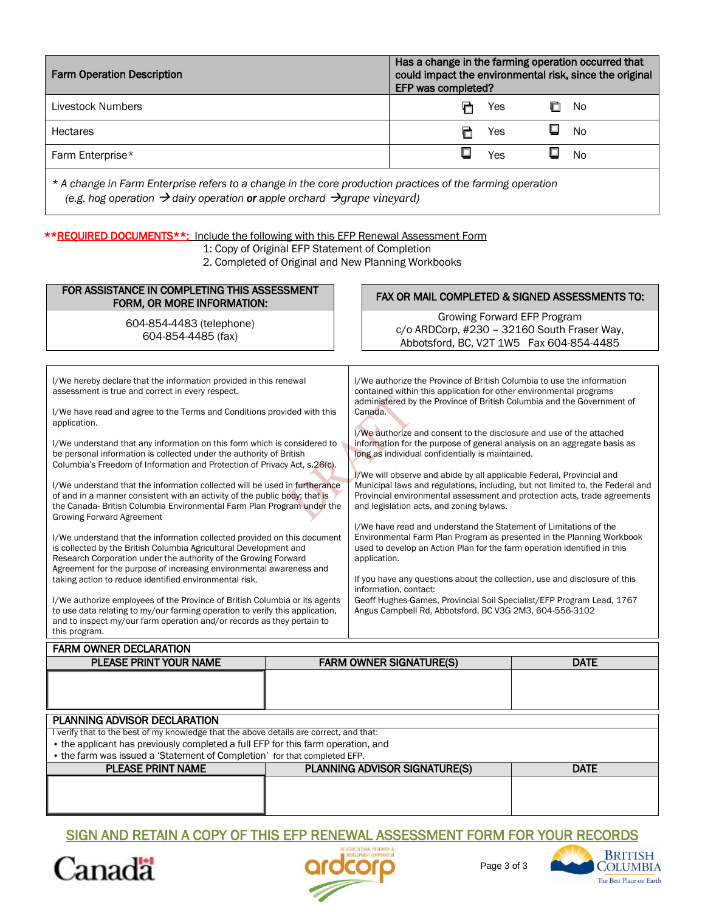| Farm Operation Description | Has a change in the farming operation occurred that could impact the environmental risk, since the original EFP was completed? |
|---|---|
| Livestock Numbers | ☐ Yes ☐ No |
| Hectares | ☐ Yes ☐ No |
| Farm Enterprise* | ☐ Yes ☐ No |

*\* A change in Farm Enterprise refers to a change in the core production practices of the farming operation (e.g. hog operation → dairy operation **or** apple orchard →grape vineyard)*

****REQUIRED DOCUMENTS**:** Include the following with this EFP Renewal Assessment Form

1: Copy of Original EFP Statement of Completion
2. Completed of Original and New Planning Workbooks

| FOR ASSISTANCE IN COMPLETING THIS ASSESSMENT FORM, OR MORE INFORMATION: | FAX OR MAIL COMPLETED & SIGNED ASSESSMENTS TO: |
|---|---|
| 604-854-4483 (telephone)<br>604-854-4485 (fax) | Growing Forward EFP Program<br>c/o ARDCorp, #230 – 32160 South Fraser Way,<br>Abbotsford, BC, V2T 1W5 Fax 604-854-4485 |

I/We hereby declare that the information provided in this renewal assessment is true and correct in every respect.

I/We have read and agree to the Terms and Conditions provided with this application.

I/We understand that any information on this form which is considered to be personal information is collected under the authority of British Columbia's Freedom of Information and Protection of Privacy Act, s.26(c).

I/We understand that the information collected will be used in furtherance of and in a manner consistent with an activity of the public body; that is the Canada- British Columbia Environmental Farm Plan Program under the Growing Forward Agreement

I/We understand that the information collected provided on this document is collected by the British Columbia Agricultural Development and Research Corporation under the authority of the Growing Forward Agreement for the purpose of increasing environmental awareness and taking action to reduce identified environmental risk.

I/We authorize employees of the Province of British Columbia or its agents to use data relating to my/our farming operation to verify this application, and to inspect my/our farm operation and/or records as they pertain to this program.

I/We authorize the Province of British Columbia to use the information contained within this application for other environmental programs administered by the Province of British Columbia and the Government of Canada.

I/We authorize and consent to the disclosure and use of the attached information for the purpose of general analysis on an aggregate basis as long as individual confidentially is maintained.

I/We will observe and abide by all applicable Federal, Provincial and Municipal laws and regulations, including, but not limited to, the Federal and Provincial environmental assessment and protection acts, trade agreements and legislation acts, and zoning bylaws.

I/We have read and understand the Statement of Limitations of the Environmental Farm Plan Program as presented in the Planning Workbook used to develop an Action Plan for the farm operation identified in this application.

If you have any questions about the collection, use and disclosure of this information, contact:
Geoff Hughes-Games, Provincial Soil Specialist/EFP Program Lead, 1767 Angus Campbell Rd, Abbotsford, BC V3G 2M3, 604-556-3102

**FARM OWNER DECLARATION**

| PLEASE PRINT YOUR NAME | FARM OWNER SIGNATURE(S) | DATE |
|---|---|---|
| | | |

**PLANNING ADVISOR DECLARATION**

I verify that to the best of my knowledge that the above details are correct, and that:

- the applicant has previously completed a full EFP for this farm operation, and
- the farm was issued a 'Statement of Completion' for that completed EFP.

| PLEASE PRINT NAME | PLANNING ADVISOR SIGNATURE(S) | DATE |
|---|---|---|
| | | |

**SIGN AND RETAIN A COPY OF THIS EFP RENEWAL ASSESSMENT FORM FOR YOUR RECORDS**